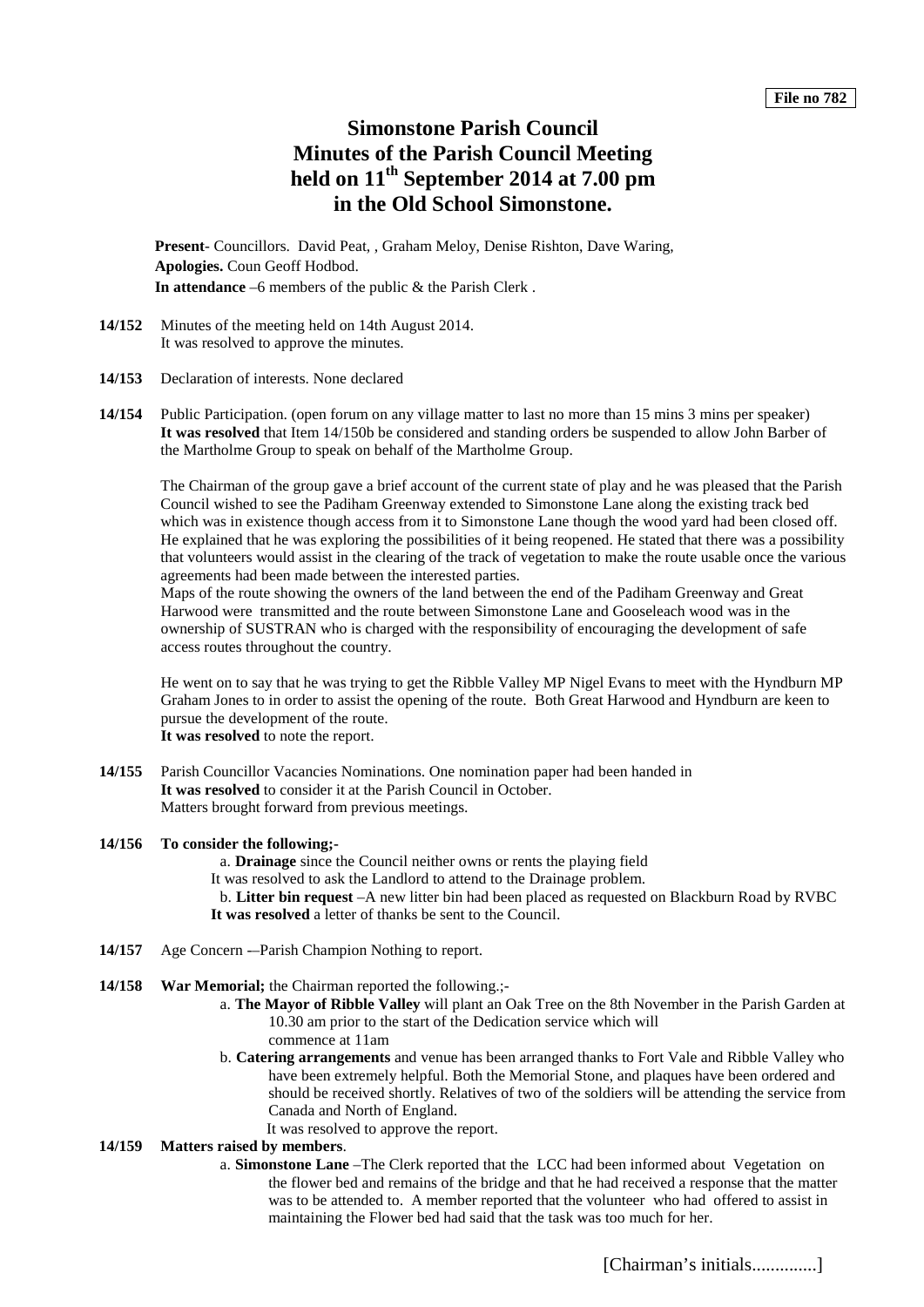**File no 782**

# Simonstone Parish Council
# Minutes of the Parish Council Meeting held on 11th September 2014 at 7.00 pm in the Old School Simonstone.

**Present**- Councillors. David Peat, , Graham Meloy, Denise Rishton, Dave Waring,
**Apologies.** Coun Geoff Hodbod.
**In attendance** –6 members of the public & the Parish Clerk .

**14/152** Minutes of the meeting held on 14th August 2014.
It was resolved to approve the minutes.

**14/153** Declaration of interests. None declared

**14/154** Public Participation. (open forum on any village matter to last no more than 15 mins 3 mins per speaker)
**It was resolved** that Item 14/150b be considered and standing orders be suspended to allow John Barber of the Martholme Group to speak on behalf of the Martholme Group.

The Chairman of the group gave a brief account of the current state of play and he was pleased that the Parish Council wished to see the Padiham Greenway extended to Simonstone Lane along the existing track bed which was in existence though access from it to Simonstone Lane though the wood yard had been closed off. He explained that he was exploring the possibilities of it being reopened. He stated that there was a possibility that volunteers would assist in the clearing of the track of vegetation to make the route usable once the various agreements had been made between the interested parties.
Maps of the route showing the owners of the land between the end of the Padiham Greenway and Great Harwood were transmitted and the route between Simonstone Lane and Gooseleach wood was in the ownership of SUSTRAN who is charged with the responsibility of encouraging the development of safe access routes throughout the country.

He went on to say that he was trying to get the Ribble Valley MP Nigel Evans to meet with the Hyndburn MP Graham Jones to in order to assist the opening of the route. Both Great Harwood and Hyndburn are keen to pursue the development of the route.
**It was resolved** to note the report.

**14/155** Parish Councillor Vacancies Nominations. One nomination paper had been handed in
**It was resolved** to consider it at the Parish Council in October.
Matters brought forward from previous meetings.

**14/156 To consider the following;-**

a. **Drainage** since the Council neither owns or rents the playing field
It was resolved to ask the Landlord to attend to the Drainage problem.

b. **Litter bin request** –A new litter bin had been placed as requested on Blackburn Road by RVBC
**It was resolved** a letter of thanks be sent to the Council.

**14/157** Age Concern -–Parish Champion Nothing to report.

**14/158 War Memorial;** the Chairman reported the following.;-

a. **The Mayor of Ribble Valley** will plant an Oak Tree on the 8th November in the Parish Garden at 10.30 am prior to the start of the Dedication service which will commence at 11am

b. **Catering arrangements** and venue has been arranged thanks to Fort Vale and Ribble Valley who have been extremely helpful. Both the Memorial Stone, and plaques have been ordered and should be received shortly. Relatives of two of the soldiers will be attending the service from Canada and North of England.
It was resolved to approve the report.

**14/159 Matters raised by members**.

a. **Simonstone Lane** –The Clerk reported that the LCC had been informed about Vegetation on the flower bed and remains of the bridge and that he had received a response that the matter was to be attended to. A member reported that the volunteer who had offered to assist in maintaining the Flower bed had said that the task was too much for her.

[Chairman's initials.............]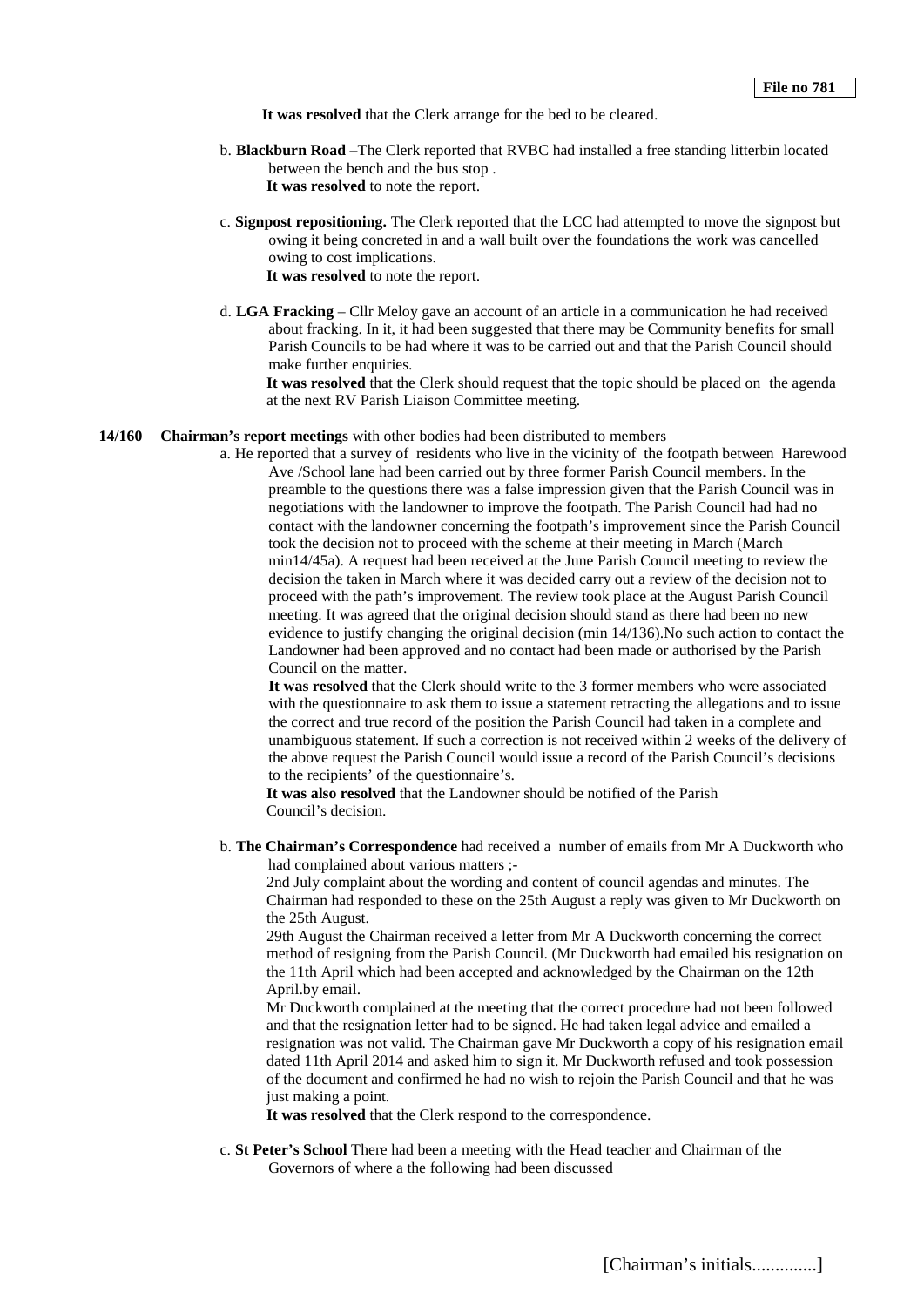**It was resolved** that the Clerk arrange for the bed to be cleared.

b. **Blackburn Road** –The Clerk reported that RVBC had installed a free standing litterbin located between the bench and the bus stop .
**It was resolved** to note the report.

c. **Signpost repositioning.** The Clerk reported that the LCC had attempted to move the signpost but owing it being concreted in and a wall built over the foundations the work was cancelled owing to cost implications.
**It was resolved** to note the report.

d. **LGA Fracking** – Cllr Meloy gave an account of an article in a communication he had received about fracking. In it, it had been suggested that there may be Community benefits for small Parish Councils to be had where it was to be carried out and that the Parish Council should make further enquiries.
**It was resolved** that the Clerk should request that the topic should be placed on the agenda at the next RV Parish Liaison Committee meeting.

**14/160 Chairman's report meetings** with other bodies had been distributed to members

a. He reported that a survey of residents who live in the vicinity of the footpath between Harewood Ave /School lane had been carried out by three former Parish Council members. In the preamble to the questions there was a false impression given that the Parish Council was in negotiations with the landowner to improve the footpath. The Parish Council had had no contact with the landowner concerning the footpath's improvement since the Parish Council took the decision not to proceed with the scheme at their meeting in March (March min14/45a). A request had been received at the June Parish Council meeting to review the decision the taken in March where it was decided carry out a review of the decision not to proceed with the path's improvement. The review took place at the August Parish Council meeting. It was agreed that the original decision should stand as there had been no new evidence to justify changing the original decision (min 14/136).No such action to contact the Landowner had been approved and no contact had been made or authorised by the Parish Council on the matter.
**It was resolved** that the Clerk should write to the 3 former members who were associated with the questionnaire to ask them to issue a statement retracting the allegations and to issue the correct and true record of the position the Parish Council had taken in a complete and unambiguous statement. If such a correction is not received within 2 weeks of the delivery of the above request the Parish Council would issue a record of the Parish Council's decisions to the recipients' of the questionnaire's.
**It was also resolved** that the Landowner should be notified of the Parish Council's decision.

b. **The Chairman's Correspondence** had received a number of emails from Mr A Duckworth who had complained about various matters ;-
2nd July complaint about the wording and content of council agendas and minutes. The Chairman had responded to these on the 25th August a reply was given to Mr Duckworth on the 25th August.
29th August the Chairman received a letter from Mr A Duckworth concerning the correct method of resigning from the Parish Council. (Mr Duckworth had emailed his resignation on the 11th April which had been accepted and acknowledged by the Chairman on the 12th April.by email.
Mr Duckworth complained at the meeting that the correct procedure had not been followed and that the resignation letter had to be signed. He had taken legal advice and emailed a resignation was not valid. The Chairman gave Mr Duckworth a copy of his resignation email dated 11th April 2014 and asked him to sign it. Mr Duckworth refused and took possession of the document and confirmed he had no wish to rejoin the Parish Council and that he was just making a point.
**It was resolved** that the Clerk respond to the correspondence.

c. **St Peter's School** There had been a meeting with the Head teacher and Chairman of the Governors of where a the following had been discussed

[Chairman's initials.............]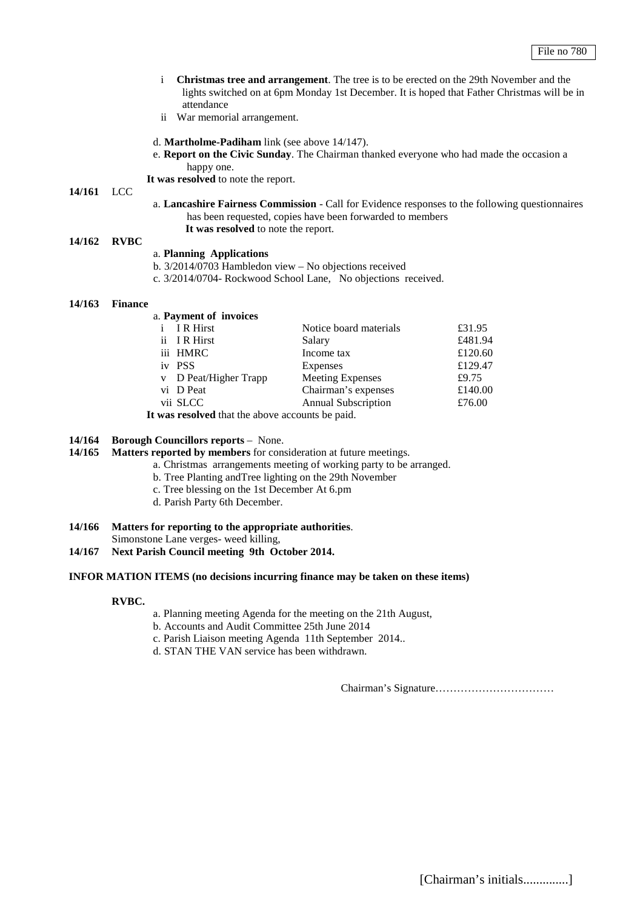File no 780

i **Christmas tree and arrangement**. The tree is to be erected on the 29th November and the lights switched on at 6pm Monday 1st December. It is hoped that Father Christmas will be in attendance

ii War memorial arrangement.

d. **Martholme-Padiham** link (see above 14/147).

e. **Report on the Civic Sunday**. The Chairman thanked everyone who had made the occasion a happy one.

**It was resolved** to note the report.

**14/161** LCC

a. **Lancashire Fairness Commission** - Call for Evidence responses to the following questionnaires has been requested, copies have been forwarded to members

**It was resolved** to note the report.

**14/162 RVBC**

a. **Planning Applications**

b. 3/2014/0703 Hambledon view – No objections received

c. 3/2014/0704- Rockwood School Lane, No objections received.

**14/163 Finance**

a. **Payment of invoices**

| | | |
|---|---|---|
| i I R Hirst | Notice board materials | £31.95 |
| ii I R Hirst | Salary | £481.94 |
| iii HMRC | Income tax | £120.60 |
| iv PSS | Expenses | £129.47 |
| v D Peat/Higher Trapp | Meeting Expenses | £9.75 |
| vi D Peat | Chairman's expenses | £140.00 |
| vii SLCC | Annual Subscription | £76.00 |

**It was resolved** that the above accounts be paid.

**14/164 Borough Councillors reports** – None.

**14/165 Matters reported by members** for consideration at future meetings.

a. Christmas arrangements meeting of working party to be arranged.

b. Tree Planting andTree lighting on the 29th November

c. Tree blessing on the 1st December At 6.pm

d. Parish Party 6th December.

**14/166 Matters for reporting to the appropriate authorities**.

Simonstone Lane verges- weed killing,

**14/167 Next Parish Council meeting 9th October 2014.**

**INFOR MATION ITEMS (no decisions incurring finance may be taken on these items)**

**RVBC.**

a. Planning meeting Agenda for the meeting on the 21th August,

b. Accounts and Audit Committee 25th June 2014

c. Parish Liaison meeting Agenda 11th September 2014..

d. STAN THE VAN service has been withdrawn.

Chairman's Signature……………………………

[Chairman's initials.............]